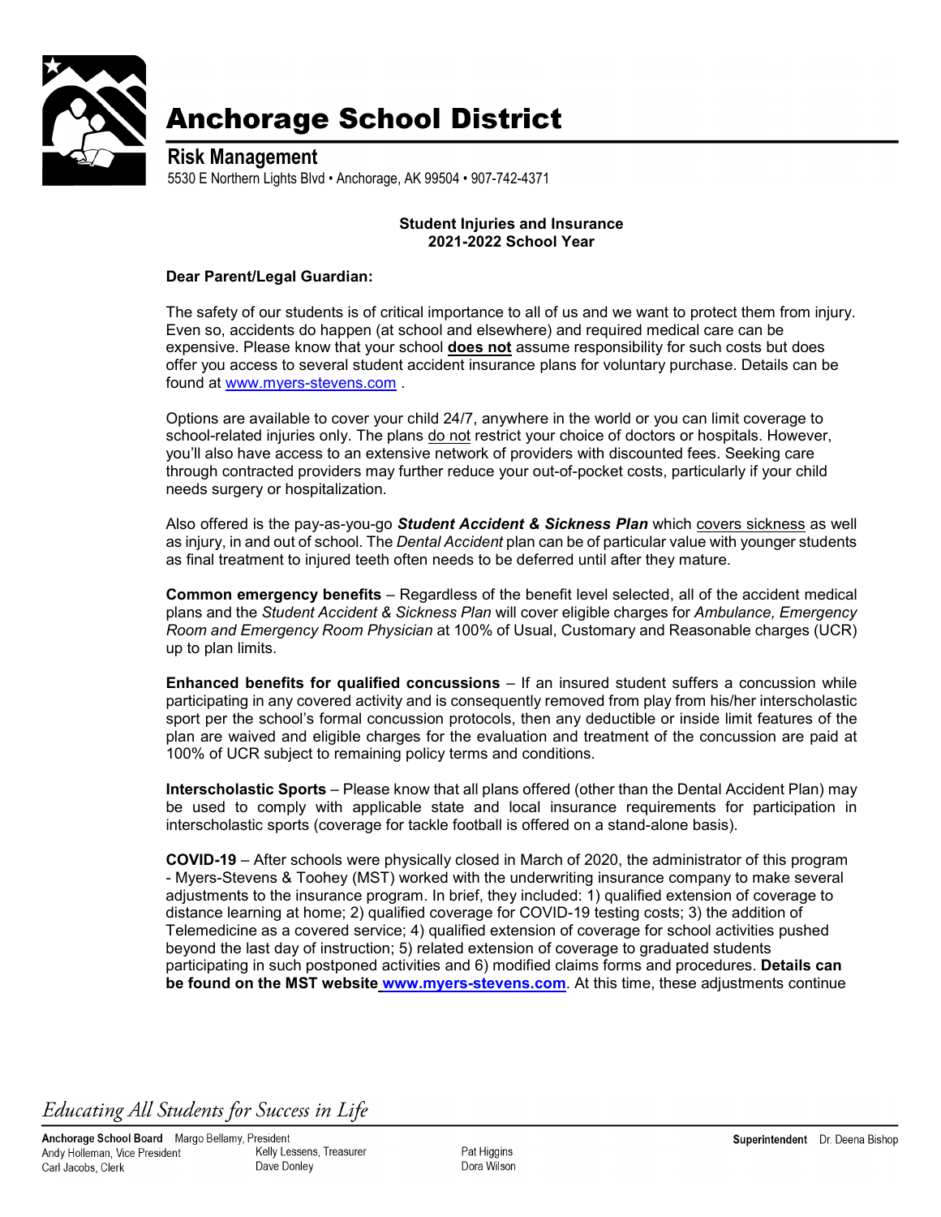# Anchorage School District

## Risk Management

5530 E Northern Lights Blvd • Anchorage, AK 99504 • 907-742-4371

**Student Injuries and Insurance**
**2021-2022 School Year**

**Dear Parent/Legal Guardian:**

The safety of our students is of critical importance to all of us and we want to protect them from injury. Even so, accidents do happen (at school and elsewhere) and required medical care can be expensive. Please know that your school **does not** assume responsibility for such costs but does offer you access to several student accident insurance plans for voluntary purchase. Details can be found at www.myers-stevens.com .

Options are available to cover your child 24/7, anywhere in the world or you can limit coverage to school-related injuries only. The plans do not restrict your choice of doctors or hospitals. However, you'll also have access to an extensive network of providers with discounted fees. Seeking care through contracted providers may further reduce your out-of-pocket costs, particularly if your child needs surgery or hospitalization.

Also offered is the pay-as-you-go ***Student Accident & Sickness Plan*** which covers sickness as well as injury, in and out of school. The *Dental Accident* plan can be of particular value with younger students as final treatment to injured teeth often needs to be deferred until after they mature.

**Common emergency benefits** – Regardless of the benefit level selected, all of the accident medical plans and the *Student Accident & Sickness Plan* will cover eligible charges for *Ambulance, Emergency Room and Emergency Room Physician* at 100% of Usual, Customary and Reasonable charges (UCR) up to plan limits.

**Enhanced benefits for qualified concussions** – If an insured student suffers a concussion while participating in any covered activity and is consequently removed from play from his/her interscholastic sport per the school's formal concussion protocols, then any deductible or inside limit features of the plan are waived and eligible charges for the evaluation and treatment of the concussion are paid at 100% of UCR subject to remaining policy terms and conditions.

**Interscholastic Sports** – Please know that all plans offered (other than the Dental Accident Plan) may be used to comply with applicable state and local insurance requirements for participation in interscholastic sports (coverage for tackle football is offered on a stand-alone basis).

**COVID-19** – After schools were physically closed in March of 2020, the administrator of this program - Myers-Stevens & Toohey (MST) worked with the underwriting insurance company to make several adjustments to the insurance program. In brief, they included: 1) qualified extension of coverage to distance learning at home; 2) qualified coverage for COVID-19 testing costs; 3) the addition of Telemedicine as a covered service; 4) qualified extension of coverage for school activities pushed beyond the last day of instruction; 5) related extension of coverage to graduated students participating in such postponed activities and 6) modified claims forms and procedures. **Details can be found on the MST website www.myers-stevens.com**. At this time, these adjustments continue

*Educating All Students for Success in Life*

**Anchorage School Board** Margo Bellamy, President
Andy Holleman, Vice President
Carl Jacobs, Clerk
Kelly Lessens, Treasurer
Dave Donley
Pat Higgins
Dora Wilson

**Superintendent** Dr. Deena Bishop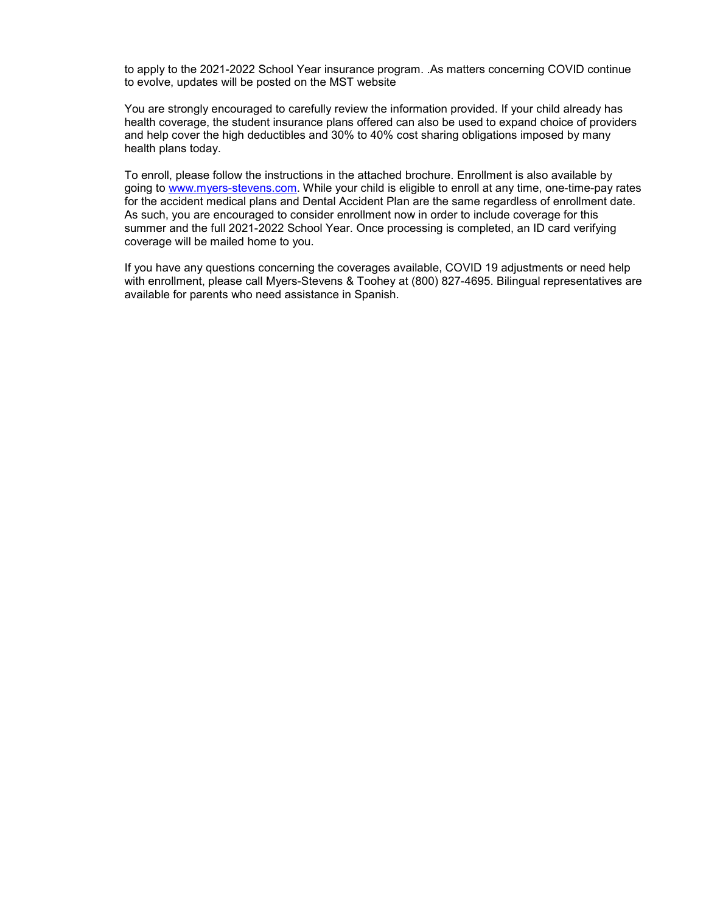to apply to the 2021-2022 School Year insurance program. .As matters concerning COVID continue to evolve, updates will be posted on the MST website

You are strongly encouraged to carefully review the information provided. If your child already has health coverage, the student insurance plans offered can also be used to expand choice of providers and help cover the high deductibles and 30% to 40% cost sharing obligations imposed by many health plans today.

To enroll, please follow the instructions in the attached brochure. Enrollment is also available by going to [www.myers-stevens.com](http://www.myers-stevens.com). While your child is eligible to enroll at any time, one-time-pay rates for the accident medical plans and Dental Accident Plan are the same regardless of enrollment date. As such, you are encouraged to consider enrollment now in order to include coverage for this summer and the full 2021-2022 School Year. Once processing is completed, an ID card verifying coverage will be mailed home to you.

If you have any questions concerning the coverages available, COVID 19 adjustments or need help with enrollment, please call Myers-Stevens & Toohey at (800) 827-4695. Bilingual representatives are available for parents who need assistance in Spanish.